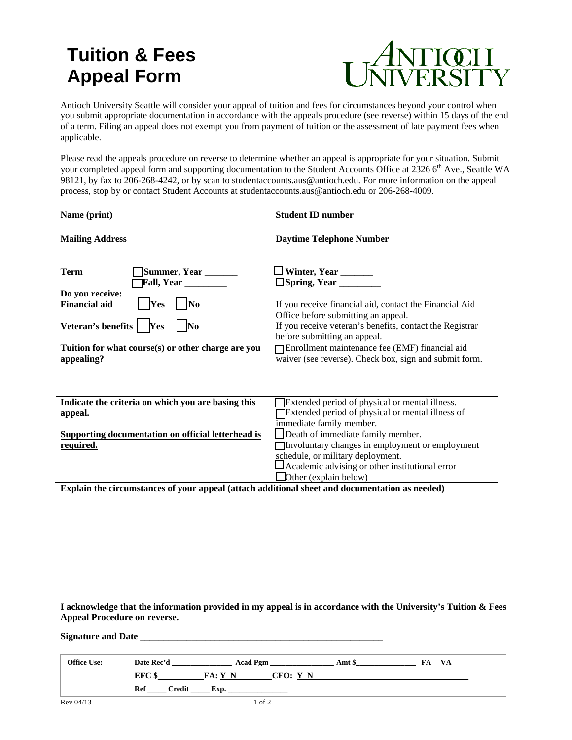# Tuition & Fees Appeal Form

**ANTIOCH UNIVERSITY**

Antioch University Seattle will consider your appeal of tuition and fees for circumstances beyond your control when you submit appropriate documentation in accordance with the appeals procedure (see reverse) within 15 days of the end of a term. Filing an appeal does not exempt you from payment of tuition or the assessment of late payment fees when applicable.

Please read the appeals procedure on reverse to determine whether an appeal is appropriate for your situation. Submit your completed appeal form and supporting documentation to the Student Accounts Office at 2326 6th Ave., Seattle WA 98121, by fax to 206-268-4242, or by scan to studentaccounts.aus@antioch.edu. For more information on the appeal process, stop by or contact Student Accounts at studentaccounts.aus@antioch.edu or 206-268-4009.

**Name (print)** | **Student ID number**

---

**Mailing Address** | **Daytime Telephone Number**

---

**Term**
- ☐ **Summer, Year \_\_\_\_\_\_\_**
- ☐ **Fall, Year \_\_\_\_\_\_\_\_\_**
- ☐ **Winter, Year \_\_\_\_\_\_\_**
- ☐ **Spring, Year \_\_\_\_\_\_\_\_\_**

---

**Do you receive:**

**Financial aid** ☐ **Yes** ☐ **No** — If you receive financial aid, contact the Financial Aid Office before submitting an appeal.

**Veteran's benefits** ☐ **Yes** ☐ **No** — If you receive veteran's benefits, contact the Registrar before submitting an appeal.

---

**Tuition for what course(s) or other charge are you appealing?**

☐ Enrollment maintenance fee (EMF) financial aid waiver (see reverse). Check box, sign and submit form.

---

**Indicate the criteria on which you are basing this appeal.**

**<u>Supporting documentation on official letterhead is required.</u>**

- ☐ Extended period of physical or mental illness.
- ☐ Extended period of physical or mental illness of immediate family member.
- ☐ Death of immediate family member.
- ☐ Involuntary changes in employment or employment schedule, or military deployment.
- ☐ Academic advising or other institutional error
- ☐ Other (explain below)

---

**Explain the circumstances of your appeal (attach additional sheet and documentation as needed)**

**I acknowledge that the information provided in my appeal is in accordance with the University's Tuition & Fees Appeal Procedure on reverse.**

**Signature and Date** \_\_\_\_\_\_\_\_\_\_\_\_\_\_\_\_\_\_\_\_\_\_\_\_\_\_\_\_\_\_\_\_\_\_\_\_\_\_\_\_\_\_\_\_\_\_\_\_\_\_\_\_\_

| **Office Use:** | **Date Rec'd** \_\_\_\_\_\_\_\_\_\_\_\_\_\_\_\_ **Acad Pgm** \_\_\_\_\_\_\_\_\_\_\_\_\_\_\_\_\_ **Amt $**\_\_\_\_\_\_\_\_\_\_\_\_\_\_\_\_ **FA VA** |
|---|---|
| | **EFC $**\_\_\_\_\_\_\_\_\_\_\_ **FA: Y N**\_\_\_\_\_\_\_\_\_ **CFO: Y N**\_\_\_\_\_\_\_\_\_\_\_\_\_\_\_\_\_\_\_\_\_\_\_\_\_\_\_\_\_\_\_\_\_\_\_\_ |
| | **Ref** \_\_\_\_\_ **Credit** \_\_\_\_\_ **Exp.** \_\_\_\_\_\_\_\_\_\_\_\_\_\_\_\_ |

Rev 04/13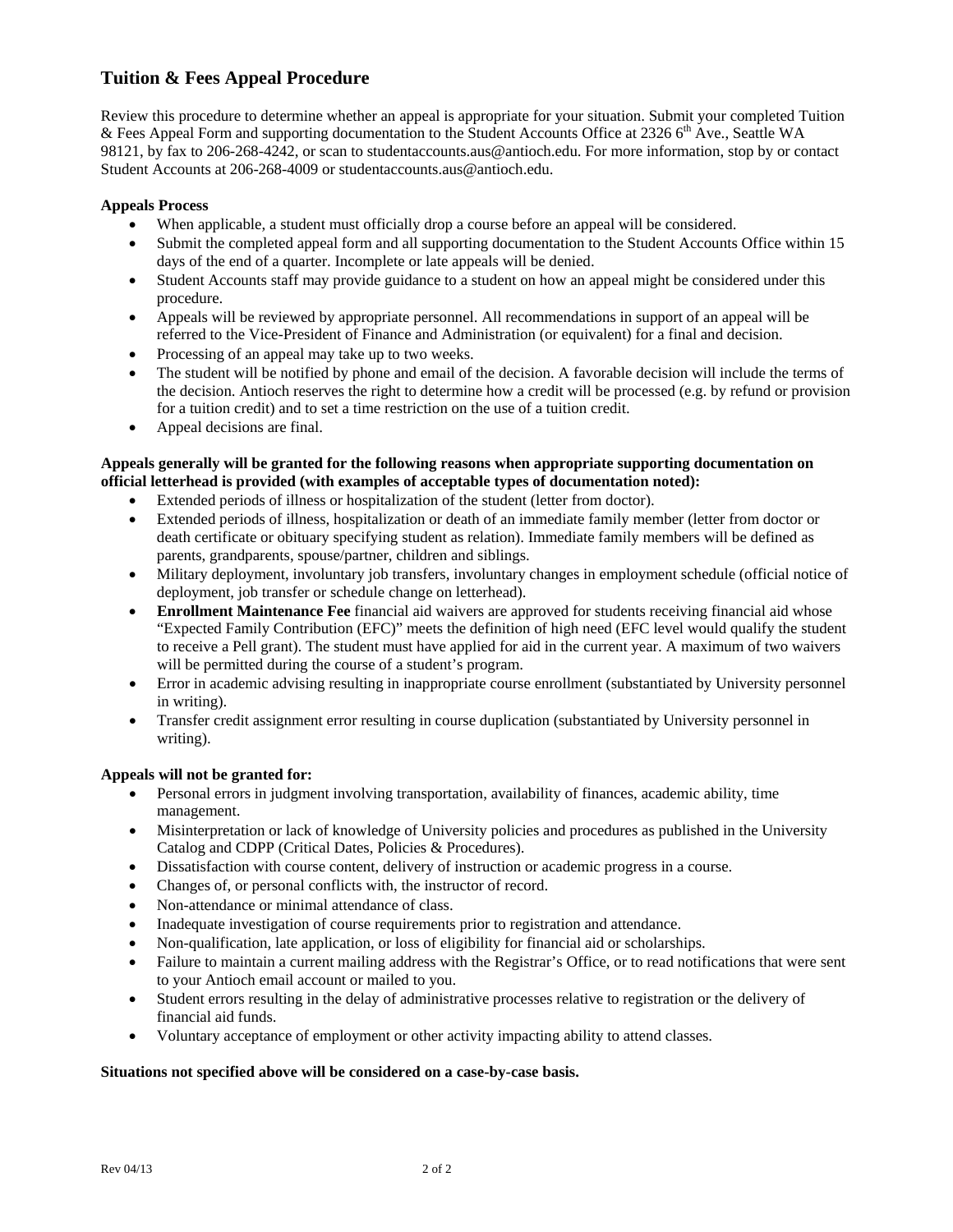## Tuition & Fees Appeal Procedure

Review this procedure to determine whether an appeal is appropriate for your situation. Submit your completed Tuition & Fees Appeal Form and supporting documentation to the Student Accounts Office at 2326 6th Ave., Seattle WA 98121, by fax to 206-268-4242, or scan to studentaccounts.aus@antioch.edu. For more information, stop by or contact Student Accounts at 206-268-4009 or studentaccounts.aus@antioch.edu.

**Appeals Process**

- When applicable, a student must officially drop a course before an appeal will be considered.
- Submit the completed appeal form and all supporting documentation to the Student Accounts Office within 15 days of the end of a quarter. Incomplete or late appeals will be denied.
- Student Accounts staff may provide guidance to a student on how an appeal might be considered under this procedure.
- Appeals will be reviewed by appropriate personnel. All recommendations in support of an appeal will be referred to the Vice-President of Finance and Administration (or equivalent) for a final and decision.
- Processing of an appeal may take up to two weeks.
- The student will be notified by phone and email of the decision. A favorable decision will include the terms of the decision. Antioch reserves the right to determine how a credit will be processed (e.g. by refund or provision for a tuition credit) and to set a time restriction on the use of a tuition credit.
- Appeal decisions are final.

**Appeals generally will be granted for the following reasons when appropriate supporting documentation on official letterhead is provided (with examples of acceptable types of documentation noted):**

- Extended periods of illness or hospitalization of the student (letter from doctor).
- Extended periods of illness, hospitalization or death of an immediate family member (letter from doctor or death certificate or obituary specifying student as relation). Immediate family members will be defined as parents, grandparents, spouse/partner, children and siblings.
- Military deployment, involuntary job transfers, involuntary changes in employment schedule (official notice of deployment, job transfer or schedule change on letterhead).
- **Enrollment Maintenance Fee** financial aid waivers are approved for students receiving financial aid whose "Expected Family Contribution (EFC)" meets the definition of high need (EFC level would qualify the student to receive a Pell grant). The student must have applied for aid in the current year. A maximum of two waivers will be permitted during the course of a student's program.
- Error in academic advising resulting in inappropriate course enrollment (substantiated by University personnel in writing).
- Transfer credit assignment error resulting in course duplication (substantiated by University personnel in writing).

**Appeals will not be granted for:**

- Personal errors in judgment involving transportation, availability of finances, academic ability, time management.
- Misinterpretation or lack of knowledge of University policies and procedures as published in the University Catalog and CDPP (Critical Dates, Policies & Procedures).
- Dissatisfaction with course content, delivery of instruction or academic progress in a course.
- Changes of, or personal conflicts with, the instructor of record.
- Non-attendance or minimal attendance of class.
- Inadequate investigation of course requirements prior to registration and attendance.
- Non-qualification, late application, or loss of eligibility for financial aid or scholarships.
- Failure to maintain a current mailing address with the Registrar's Office, or to read notifications that were sent to your Antioch email account or mailed to you.
- Student errors resulting in the delay of administrative processes relative to registration or the delivery of financial aid funds.
- Voluntary acceptance of employment or other activity impacting ability to attend classes.

**Situations not specified above will be considered on a case-by-case basis.**

Rev 04/13